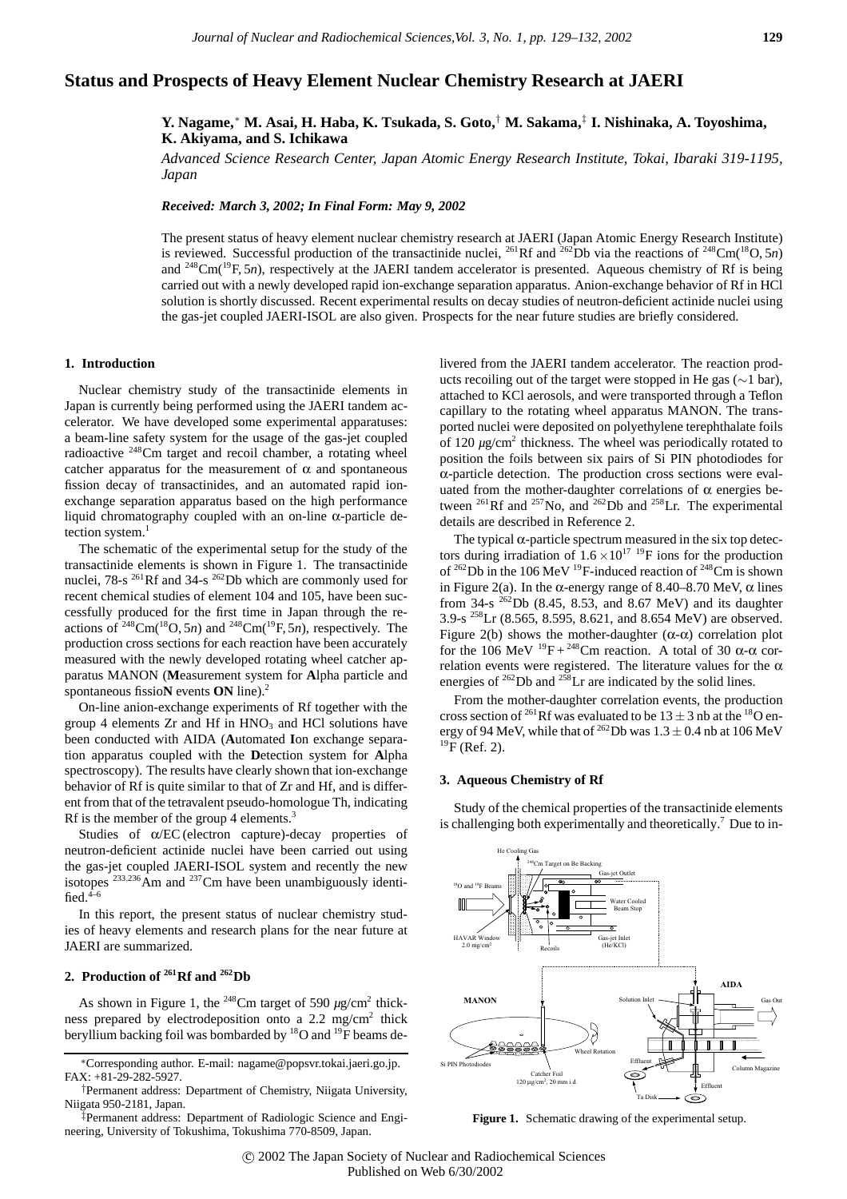# Status and Prospects of Heavy Element Nuclear Chemistry Research at JAERI

**Y. Nagame,[*] M. Asai, H. Haba, K. Tsukada, S. Goto,[†] M. Sakama,[‡] I. Nishinaka, A. Toyoshima, K. Akiyama, and S. Ichikawa**

*Advanced Science Research Center, Japan Atomic Energy Research Institute, Tokai, Ibaraki 319-1195, Japan*

***Received: March 3, 2002; In Final Form: May 9, 2002***

The present status of heavy element nuclear chemistry research at JAERI (Japan Atomic Energy Research Institute) is reviewed. Successful production of the transactinide nuclei, $^{261}$Rf and $^{262}$Db via the reactions of $^{248}$Cm($^{18}$O, 5*n*) and $^{248}$Cm($^{19}$F, 5*n*), respectively at the JAERI tandem accelerator is presented. Aqueous chemistry of Rf is being carried out with a newly developed rapid ion-exchange separation apparatus. Anion-exchange behavior of Rf in HCl solution is shortly discussed. Recent experimental results on decay studies of neutron-deficient actinide nuclei using the gas-jet coupled JAERI-ISOL are also given. Prospects for the near future studies are briefly considered.

## 1. Introduction

Nuclear chemistry study of the transactinide elements in Japan is currently being performed using the JAERI tandem accelerator. We have developed some experimental apparatuses: a beam-line safety system for the usage of the gas-jet coupled radioactive $^{248}$Cm target and recoil chamber, a rotating wheel catcher apparatus for the measurement of α and spontaneous fission decay of transactinides, and an automated rapid ion-exchange separation apparatus based on the high performance liquid chromatography coupled with an on-line α-particle detection system.[1]

The schematic of the experimental setup for the study of the transactinide elements is shown in Figure 1. The transactinide nuclei, 78-s $^{261}$Rf and 34-s $^{262}$Db which are commonly used for recent chemical studies of element 104 and 105, have been successfully produced for the first time in Japan through the reactions of $^{248}$Cm($^{18}$O, 5*n*) and $^{248}$Cm($^{19}$F, 5*n*), respectively. The production cross sections for each reaction have been accurately measured with the newly developed rotating wheel catcher apparatus MANON (**M**easurement system for **A**lpha particle and spontaneous fissio**N** events **ON** line).[2]

On-line anion-exchange experiments of Rf together with the group 4 elements Zr and Hf in $HNO_3$ and HCl solutions have been conducted with AIDA (**A**utomated **I**on exchange separation apparatus coupled with the **D**etection system for **A**lpha spectroscopy). The results have clearly shown that ion-exchange behavior of Rf is quite similar to that of Zr and Hf, and is different from that of the tetravalent pseudo-homologue Th, indicating Rf is the member of the group 4 elements.[3]

Studies of α/EC (electron capture)-decay properties of neutron-deficient actinide nuclei have been carried out using the gas-jet coupled JAERI-ISOL system and recently the new isotopes $^{233,236}$Am and $^{237}$Cm have been unambiguously identified.[4–6]

In this report, the present status of nuclear chemistry studies of heavy elements and research plans for the near future at JAERI are summarized.

## 2. Production of $^{261}$Rf and $^{262}$Db

As shown in Figure 1, the $^{248}$Cm target of 590 $\mu$g/cm$^2$ thickness prepared by electrodeposition onto a 2.2 mg/cm$^2$ thick beryllium backing foil was bombarded by $^{18}$O and $^{19}$F beams delivered from the JAERI tandem accelerator. The reaction products recoiling out of the target were stopped in He gas (∼1 bar), attached to KCl aerosols, and were transported through a Teflon capillary to the rotating wheel apparatus MANON. The transported nuclei were deposited on polyethylene terephthalate foils of 120 $\mu$g/cm$^2$ thickness. The wheel was periodically rotated to position the foils between six pairs of Si PIN photodiodes for α-particle detection. The production cross sections were evaluated from the mother-daughter correlations of α energies between $^{261}$Rf and $^{257}$No, and $^{262}$Db and $^{258}$Lr. The experimental details are described in Reference 2.

The typical α-particle spectrum measured in the six top detectors during irradiation of $1.6 \times 10^{17}$ $^{19}$F ions for the production of $^{262}$Db in the 106 MeV $^{19}$F-induced reaction of $^{248}$Cm is shown in Figure 2(a). In the α-energy range of 8.40–8.70 MeV, α lines from 34-s $^{262}$Db (8.45, 8.53, and 8.67 MeV) and its daughter 3.9-s $^{258}$Lr (8.565, 8.595, 8.621, and 8.654 MeV) are observed. Figure 2(b) shows the mother-daughter (α-α) correlation plot for the 106 MeV $^{19}$F + $^{248}$Cm reaction. A total of 30 α-α correlation events were registered. The literature values for the α energies of $^{262}$Db and $^{258}$Lr are indicated by the solid lines.

From the mother-daughter correlation events, the production cross section of $^{261}$Rf was evaluated to be $13 \pm 3$ nb at the $^{18}$O energy of 94 MeV, while that of $^{262}$Db was $1.3 \pm 0.4$ nb at 106 MeV $^{19}$F (Ref. 2).

## 3. Aqueous Chemistry of Rf

Study of the chemical properties of the transactinide elements is challenging both experimentally and theoretically.[7] Due to in-

**Figure 1.** Schematic drawing of the experimental setup.

---

[*]Corresponding author. E-mail: nagame@popsvr.tokai.jaeri.go.jp. FAX: +81-29-282-5927.

[†]Permanent address: Department of Chemistry, Niigata University, Niigata 950-2181, Japan.

[‡]Permanent address: Department of Radiologic Science and Engineering, University of Tokushima, Tokushima 770-8509, Japan.

© 2002 The Japan Society of Nuclear and Radiochemical Sciences
Published on Web 6/30/2002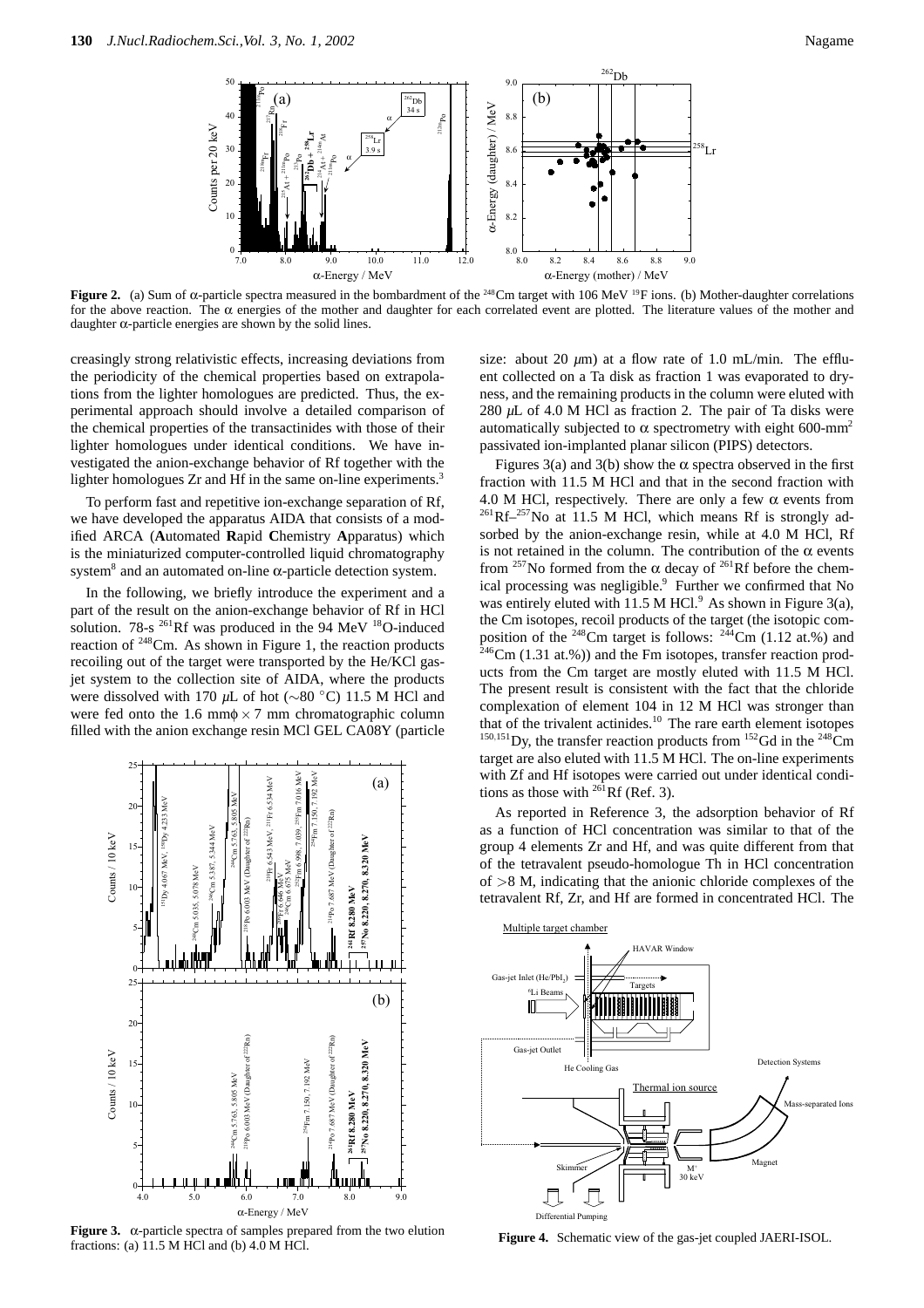**Figure 2.** (a) Sum of α-particle spectra measured in the bombardment of the $^{248}$Cm target with 106 MeV $^{19}$F ions. (b) Mother-daughter correlations for the above reaction. The α energies of the mother and daughter for each correlated event are plotted. The literature values of the mother and daughter α-particle energies are shown by the solid lines.

creasingly strong relativistic effects, increasing deviations from the periodicity of the chemical properties based on extrapolations from the lighter homologues are predicted. Thus, the experimental approach should involve a detailed comparison of the chemical properties of the transactinides with those of their lighter homologues under identical conditions. We have investigated the anion-exchange behavior of Rf together with the lighter homologues Zr and Hf in the same on-line experiments.[3]

To perform fast and repetitive ion-exchange separation of Rf, we have developed the apparatus AIDA that consists of a modified ARCA (**A**utomated **R**apid **C**hemistry **A**pparatus) which is the miniaturized computer-controlled liquid chromatography system[8] and an automated on-line α-particle detection system.

In the following, we briefly introduce the experiment and a part of the result on the anion-exchange behavior of Rf in HCl solution. 78-s $^{261}$Rf was produced in the 94 MeV $^{18}$O-induced reaction of $^{248}$Cm. As shown in Figure 1, the reaction products recoiling out of the target were transported by the He/KCl gas-jet system to the collection site of AIDA, where the products were dissolved with 170 μL of hot (~80 °C) 11.5 M HCl and were fed onto the 1.6 mmϕ × 7 mm chromatographic column filled with the anion exchange resin MCl GEL CA08Y (particle size: about 20 μm) at a flow rate of 1.0 mL/min. The effluent collected on a Ta disk as fraction 1 was evaporated to dryness, and the remaining products in the column were eluted with 280 μL of 4.0 M HCl as fraction 2. The pair of Ta disks were automatically subjected to α spectrometry with eight 600-mm$^2$ passivated ion-implanted planar silicon (PIPS) detectors.

Figures 3(a) and 3(b) show the α spectra observed in the first fraction with 11.5 M HCl and that in the second fraction with 4.0 M HCl, respectively. There are only a few α events from $^{261}$Rf–$^{257}$No at 11.5 M HCl, which means Rf is strongly adsorbed by the anion-exchange resin, while at 4.0 M HCl, Rf is not retained in the column. The contribution of the α events from $^{257}$No formed from the α decay of $^{261}$Rf before the chemical processing was negligible.[9] Further we confirmed that No was entirely eluted with 11.5 M HCl.[9] As shown in Figure 3(a), the Cm isotopes, recoil products of the target (the isotopic composition of the $^{248}$Cm target is follows: $^{244}$Cm (1.12 at.%) and $^{246}$Cm (1.31 at.%)) and the Fm isotopes, transfer reaction products from the Cm target are mostly eluted with 11.5 M HCl. The present result is consistent with the fact that the chloride complexation of element 104 in 12 M HCl was stronger than that of the trivalent actinides.[10] The rare earth element isotopes $^{150,151}$Dy, the transfer reaction products from $^{152}$Gd in the $^{248}$Cm target are also eluted with 11.5 M HCl. The on-line experiments with Zf and Hf isotopes were carried out under identical conditions as those with $^{261}$Rf (Ref. 3).

As reported in Reference 3, the adsorption behavior of Rf as a function of HCl concentration was similar to that of the group 4 elements Zr and Hf, and was quite different from that of the tetravalent pseudo-homologue Th in HCl concentration of >8 M, indicating that the anionic chloride complexes of the tetravalent Rf, Zr, and Hf are formed in concentrated HCl. The

**Figure 3.** α-particle spectra of samples prepared from the two elution fractions: (a) 11.5 M HCl and (b) 4.0 M HCl.

**Figure 4.** Schematic view of the gas-jet coupled JAERI-ISOL.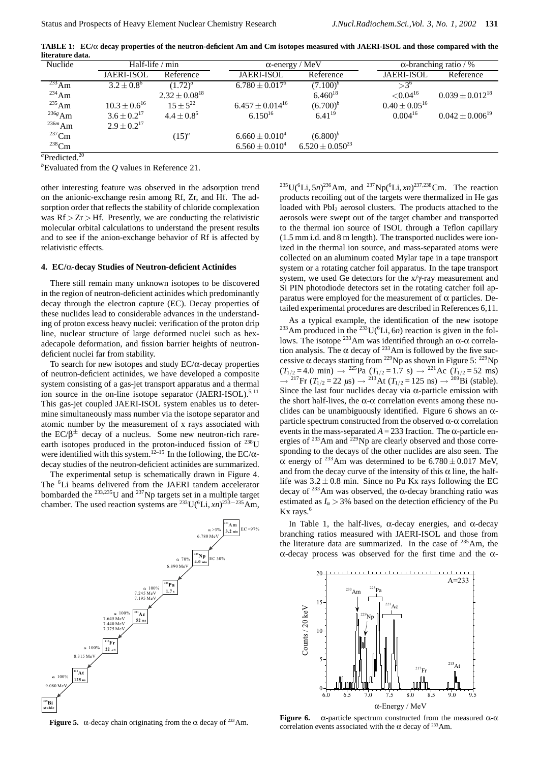**TABLE 1: EC/α decay properties of the neutron-deficient Am and Cm isotopes measured with JAERI-ISOL and those compared with the literature data.**

| Nuclide | Half-life / min | | α-energy / MeV | | α-branching ratio / % | |
|---|---|---|---|---|---|---|
| | JAERI-ISOL | Reference | JAERI-ISOL | Reference | JAERI-ISOL | Reference |
| $^{233}$Am | $3.2 \pm 0.8$[6] | $(1.72)^a$ | $6.780 \pm 0.017$[6] | $(7.100)^b$ | $>3$[6] | |
| $^{234}$Am | | $2.32 \pm 0.08$[18] | | $6.460$[18] | $<0.04$[16] | $0.039 \pm 0.012$[18] |
| $^{235}$Am | $10.3 \pm 0.6$[16] | $15 \pm 5$[22] | $6.457 \pm 0.014$[16] | $(6.700)^b$ | $0.40 \pm 0.05$[16] | |
| $^{236g}$Am | $3.6 \pm 0.2$[17] | $4.4 \pm 0.8$[5] | $6.150$[16] | $6.41$[19] | $0.004$[16] | $0.042 \pm 0.006$[19] |
| $^{236m}$Am | $2.9 \pm 0.2$[17] | | | | | |
| $^{237}$Cm | | $(15)^a$ | $6.660 \pm 0.010$[4] | $(6.800)^b$ | | |
| $^{238}$Cm | | | $6.560 \pm 0.010$[4] | $6.520 \pm 0.050$[23] | | |

$^a$Predicted.[20]

$^b$Evaluated from the $Q$ values in Reference 21.

other interesting feature was observed in the adsorption trend on the anionic-exchange resin among Rf, Zr, and Hf. The adsorption order that reflects the stability of chloride complexation was Rf > Zr > Hf. Presently, we are conducting the relativistic molecular orbital calculations to understand the present results and to see if the anion-exchange behavior of Rf is affected by relativistic effects.

#### 4. EC/α-decay Studies of Neutron-deficient Actinides

There still remain many unknown isotopes to be discovered in the region of neutron-deficient actinides which predominantly decay through the electron capture (EC). Decay properties of these nuclides lead to considerable advances in the understanding of proton excess heavy nuclei: verification of the proton drip line, nuclear structure of large deformed nuclei such as hexadecapole deformation, and fission barrier heights of neutron-deficient nuclei far from stability.

To search for new isotopes and study EC/α-decay properties of neutron-deficient actinides, we have developed a composite system consisting of a gas-jet transport apparatus and a thermal ion source in the on-line isotope separator (JAERI-ISOL).[5,11] This gas-jet coupled JAERI-ISOL system enables us to determine simultaneously mass number via the isotope separator and atomic number by the measurement of x rays associated with the EC/$\beta^{\pm}$ decay of a nucleus. Some new neutron-rich rare-earth isotopes produced in the proton-induced fission of $^{238}$U were identified with this system.[12–15] In the following, the EC/α-decay studies of the neutron-deficient actinides are summarized.

The experimental setup is schematically drawn in Figure 4. The $^6$Li beams delivered from the JAERI tandem accelerator bombarded the $^{233,235}$U and $^{237}$Np targets set in a multiple target chamber. The used reaction systems are $^{233}$U($^6$Li, $xn$)$^{233-235}$Am, $^{235}$U($^6$Li, 5$n$)$^{236}$Am, and $^{237}$Np($^6$Li, $xn$)$^{237,238}$Cm. The reaction products recoiling out of the targets were thermalized in He gas loaded with $PbI_2$ aerosol clusters. The products attached to the aerosols were swept out of the target chamber and transported to the thermal ion source of ISOL through a Teflon capillary (1.5 mm i.d. and 8 m length). The transported nuclides were ionized in the thermal ion source, and mass-separated atoms were collected on an aluminum coated Mylar tape in a tape transport system or a rotating catcher foil apparatus. In the tape transport system, we used Ge detectors for the x/γ-ray measurement and Si PIN photodiode detectors set in the rotating catcher foil apparatus were employed for the measurement of α particles. Detailed experimental procedures are described in References 6,11.

As a typical example, the identification of the new isotope $^{233}$Am produced in the $^{233}$U($^6$Li, 6$n$) reaction is given in the follows. The isotope $^{233}$Am was identified through an α-α correlation analysis. The α decay of $^{233}$Am is followed by the five successive α decays starting from $^{229}$Np as shown in Figure 5: $^{229}$Np ($T_{1/2}$ = 4.0 min) → $^{225}$Pa ($T_{1/2}$ = 1.7 s) → $^{221}$Ac ($T_{1/2}$ = 52 ms) → $^{217}$Fr ($T_{1/2}$ = 22 μs) → $^{213}$At ($T_{1/2}$ = 125 ns) → $^{209}$Bi (stable). Since the last four nuclides decay via α-particle emission with the short half-lives, the α-α correlation events among these nuclides can be unambiguously identified. Figure 6 shows an α-particle spectrum constructed from the observed α-α correlation events in the mass-separated $A$ = 233 fraction. The α-particle energies of $^{233}$Am and $^{229}$Np are clearly observed and those corresponding to the decays of the other nuclides are also seen. The α energy of $^{233}$Am was determined to be $6.780 \pm 0.017$ MeV, and from the decay curve of the intensity of this α line, the half-life was $3.2 \pm 0.8$ min. Since no Pu Kx rays following the EC decay of $^{233}$Am was observed, the α-decay branching ratio was estimated as $I_\alpha > 3\%$ based on the detection efficiency of the Pu Kx rays.[6]

In Table 1, the half-lives, α-decay energies, and α-decay branching ratios measured with JAERI-ISOL and those from the literature data are summarized. In the case of $^{235}$Am, the α-decay process was observed for the first time and the α-

**Figure 5.** α-decay chain originating from the α decay of $^{233}$Am.

**Figure 6.** α-particle spectrum constructed from the measured α-α correlation events associated with the α decay of $^{233}$Am.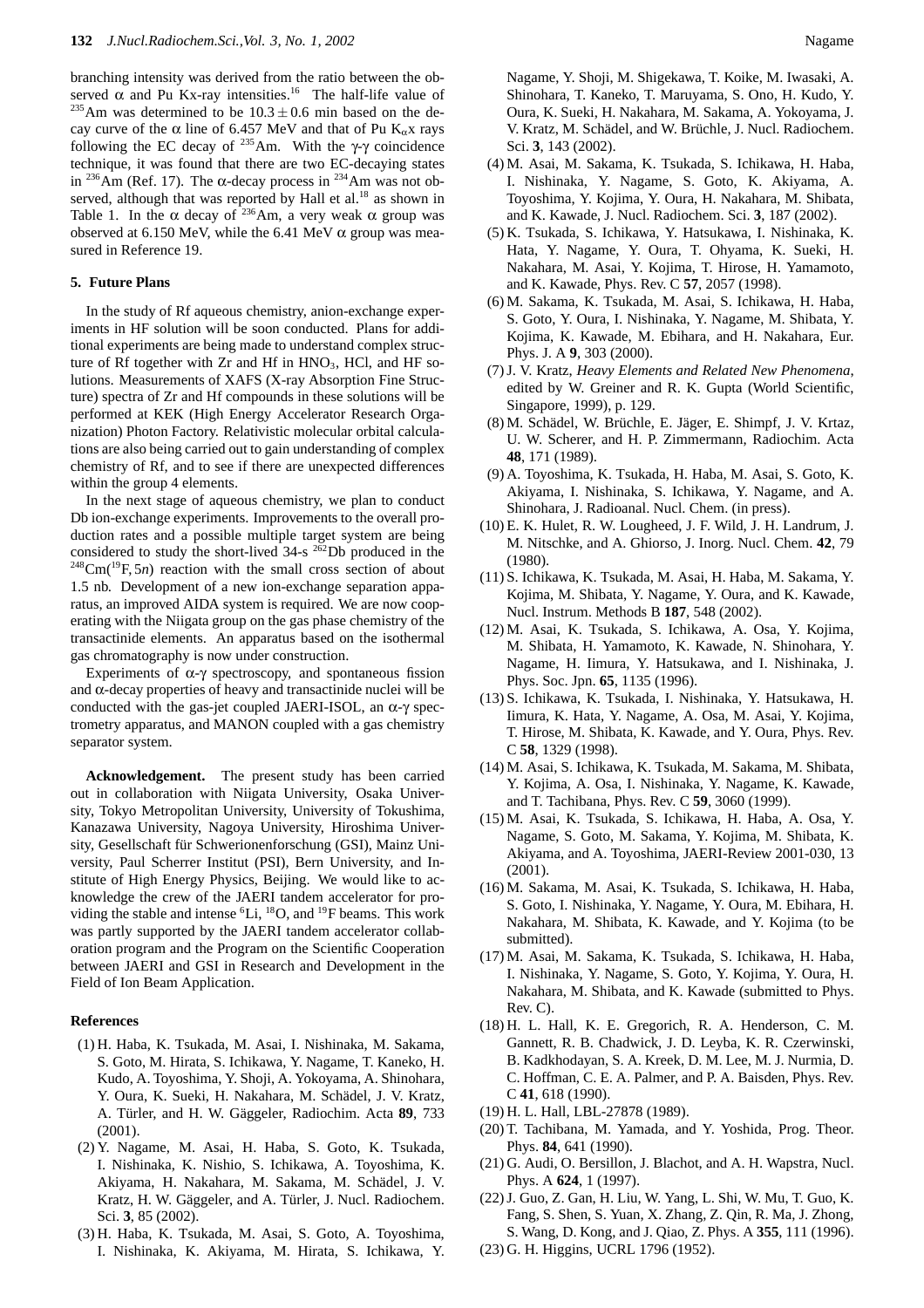branching intensity was derived from the ratio between the observed α and Pu Kx-ray intensities.[16] The half-life value of $^{235}$Am was determined to be $10.3 \pm 0.6$ min based on the decay curve of the α line of 6.457 MeV and that of Pu $K_{\alpha}$x rays following the EC decay of $^{235}$Am. With the γ-γ coincidence technique, it was found that there are two EC-decaying states in $^{236}$Am (Ref. 17). The α-decay process in $^{234}$Am was not observed, although that was reported by Hall et al.[18] as shown in Table 1. In the α decay of $^{236}$Am, a very weak α group was observed at 6.150 MeV, while the 6.41 MeV α group was measured in Reference 19.

## 5. Future Plans

In the study of Rf aqueous chemistry, anion-exchange experiments in HF solution will be soon conducted. Plans for additional experiments are being made to understand complex structure of Rf together with Zr and Hf in $HNO_3$, HCl, and HF solutions. Measurements of XAFS (X-ray Absorption Fine Structure) spectra of Zr and Hf compounds in these solutions will be performed at KEK (High Energy Accelerator Research Organization) Photon Factory. Relativistic molecular orbital calculations are also being carried out to gain understanding of complex chemistry of Rf, and to see if there are unexpected differences within the group 4 elements.

In the next stage of aqueous chemistry, we plan to conduct Db ion-exchange experiments. Improvements to the overall production rates and a possible multiple target system are being considered to study the short-lived 34-s $^{262}$Db produced in the $^{248}$Cm($^{19}$F, 5*n*) reaction with the small cross section of about 1.5 nb. Development of a new ion-exchange separation apparatus, an improved AIDA system is required. We are now cooperating with the Niigata group on the gas phase chemistry of the transactinide elements. An apparatus based on the isothermal gas chromatography is now under construction.

Experiments of α-γ spectroscopy, and spontaneous fission and α-decay properties of heavy and transactinide nuclei will be conducted with the gas-jet coupled JAERI-ISOL, an α-γ spectrometry apparatus, and MANON coupled with a gas chemistry separator system.

**Acknowledgement.** The present study has been carried out in collaboration with Niigata University, Osaka University, Tokyo Metropolitan University, University of Tokushima, Kanazawa University, Nagoya University, Hiroshima University, Gesellschaft für Schwerionenforschung (GSI), Mainz University, Paul Scherrer Institut (PSI), Bern University, and Institute of High Energy Physics, Beijing. We would like to acknowledge the crew of the JAERI tandem accelerator for providing the stable and intense $^{6}$Li, $^{18}$O, and $^{19}$F beams. This work was partly supported by the JAERI tandem accelerator collaboration program and the Program on the Scientific Cooperation between JAERI and GSI in Research and Development in the Field of Ion Beam Application.

## References

(1) H. Haba, K. Tsukada, M. Asai, I. Nishinaka, M. Sakama, S. Goto, M. Hirata, S. Ichikawa, Y. Nagame, T. Kaneko, H. Kudo, A. Toyoshima, Y. Shoji, A. Yokoyama, A. Shinohara, Y. Oura, K. Sueki, H. Nakahara, M. Schädel, J. V. Kratz, A. Türler, and H. W. Gäggeler, Radiochim. Acta **89**, 733 (2001).

(2) Y. Nagame, M. Asai, H. Haba, S. Goto, K. Tsukada, I. Nishinaka, K. Nishio, S. Ichikawa, A. Toyoshima, K. Akiyama, H. Nakahara, M. Sakama, M. Schädel, J. V. Kratz, H. W. Gäggeler, and A. Türler, J. Nucl. Radiochem. Sci. **3**, 85 (2002).

(3) H. Haba, K. Tsukada, M. Asai, S. Goto, A. Toyoshima, I. Nishinaka, K. Akiyama, M. Hirata, S. Ichikawa, Y. Nagame, Y. Shoji, M. Shigekawa, T. Koike, M. Iwasaki, A. Shinohara, T. Kaneko, T. Maruyama, S. Ono, H. Kudo, Y. Oura, K. Sueki, H. Nakahara, M. Sakama, A. Yokoyama, J. V. Kratz, M. Schädel, and W. Brüchle, J. Nucl. Radiochem. Sci. **3**, 143 (2002).

(4) M. Asai, M. Sakama, K. Tsukada, S. Ichikawa, H. Haba, I. Nishinaka, Y. Nagame, S. Goto, K. Akiyama, A. Toyoshima, Y. Kojima, Y. Oura, H. Nakahara, M. Shibata, and K. Kawade, J. Nucl. Radiochem. Sci. **3**, 187 (2002).

(5) K. Tsukada, S. Ichikawa, Y. Hatsukawa, I. Nishinaka, K. Hata, Y. Nagame, Y. Oura, T. Ohyama, K. Sueki, H. Nakahara, M. Asai, Y. Kojima, T. Hirose, H. Yamamoto, and K. Kawade, Phys. Rev. C **57**, 2057 (1998).

(6) M. Sakama, K. Tsukada, M. Asai, S. Ichikawa, H. Haba, S. Goto, Y. Oura, I. Nishinaka, Y. Nagame, M. Shibata, Y. Kojima, K. Kawade, M. Ebihara, and H. Nakahara, Eur. Phys. J. A **9**, 303 (2000).

(7) J. V. Kratz, *Heavy Elements and Related New Phenomena*, edited by W. Greiner and R. K. Gupta (World Scientific, Singapore, 1999), p. 129.

(8) M. Schädel, W. Brüchle, E. Jäger, E. Shimpf, J. V. Krtaz, U. W. Scherer, and H. P. Zimmermann, Radiochim. Acta **48**, 171 (1989).

(9) A. Toyoshima, K. Tsukada, H. Haba, M. Asai, S. Goto, K. Akiyama, I. Nishinaka, S. Ichikawa, Y. Nagame, and A. Shinohara, J. Radioanal. Nucl. Chem. (in press).

(10) E. K. Hulet, R. W. Lougheed, J. F. Wild, J. H. Landrum, J. M. Nitschke, and A. Ghiorso, J. Inorg. Nucl. Chem. **42**, 79 (1980).

(11) S. Ichikawa, K. Tsukada, M. Asai, H. Haba, M. Sakama, Y. Kojima, M. Shibata, Y. Nagame, Y. Oura, and K. Kawade, Nucl. Instrum. Methods B **187**, 548 (2002).

(12) M. Asai, K. Tsukada, S. Ichikawa, A. Osa, Y. Kojima, M. Shibata, H. Yamamoto, K. Kawade, N. Shinohara, Y. Nagame, H. Iimura, Y. Hatsukawa, and I. Nishinaka, J. Phys. Soc. Jpn. **65**, 1135 (1996).

(13) S. Ichikawa, K. Tsukada, I. Nishinaka, Y. Hatsukawa, H. Iimura, K. Hata, Y. Nagame, A. Osa, M. Asai, Y. Kojima, T. Hirose, M. Shibata, K. Kawade, and Y. Oura, Phys. Rev. C **58**, 1329 (1998).

(14) M. Asai, S. Ichikawa, K. Tsukada, M. Sakama, M. Shibata, Y. Kojima, A. Osa, I. Nishinaka, Y. Nagame, K. Kawade, and T. Tachibana, Phys. Rev. C **59**, 3060 (1999).

(15) M. Asai, K. Tsukada, S. Ichikawa, H. Haba, A. Osa, Y. Nagame, S. Goto, M. Sakama, Y. Kojima, M. Shibata, K. Akiyama, and A. Toyoshima, JAERI-Review 2001-030, 13 (2001).

(16) M. Sakama, M. Asai, K. Tsukada, S. Ichikawa, H. Haba, S. Goto, I. Nishinaka, Y. Nagame, Y. Oura, M. Ebihara, H. Nakahara, M. Shibata, K. Kawade, and Y. Kojima (to be submitted).

(17) M. Asai, M. Sakama, K. Tsukada, S. Ichikawa, H. Haba, I. Nishinaka, Y. Nagame, S. Goto, Y. Kojima, Y. Oura, H. Nakahara, M. Shibata, and K. Kawade (submitted to Phys. Rev. C).

(18) H. L. Hall, K. E. Gregorich, R. A. Henderson, C. M. Gannett, R. B. Chadwick, J. D. Leyba, K. R. Czerwinski, B. Kadkhodayan, S. A. Kreek, D. M. Lee, M. J. Nurmia, D. C. Hoffman, C. E. A. Palmer, and P. A. Baisden, Phys. Rev. C **41**, 618 (1990).

(19) H. L. Hall, LBL-27878 (1989).

(20) T. Tachibana, M. Yamada, and Y. Yoshida, Prog. Theor. Phys. **84**, 641 (1990).

(21) G. Audi, O. Bersillon, J. Blachot, and A. H. Wapstra, Nucl. Phys. A **624**, 1 (1997).

(22) J. Guo, Z. Gan, H. Liu, W. Yang, L. Shi, W. Mu, T. Guo, K. Fang, S. Shen, S. Yuan, X. Zhang, Z. Qin, R. Ma, J. Zhong, S. Wang, D. Kong, and J. Qiao, Z. Phys. A **355**, 111 (1996).

(23) G. H. Higgins, UCRL 1796 (1952).